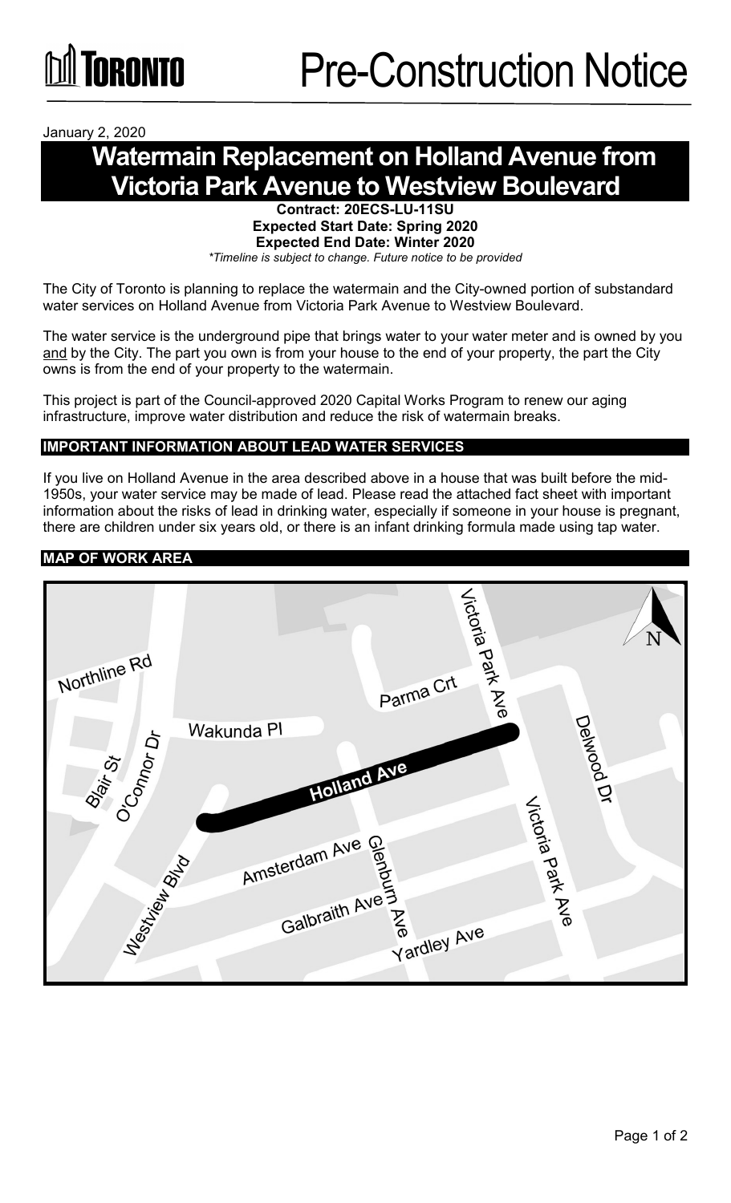TORONTO

# Pre-Construction Notice

January 2, 2020

## Watermain Replacement on Holland Avenue from Victoria Park Avenue to Westview Boulevard

**Contract: 20ECS-LU-11SU**
**Expected Start Date: Spring 2020**
**Expected End Date: Winter 2020**
*\*Timeline is subject to change. Future notice to be provided*

The City of Toronto is planning to replace the watermain and the City-owned portion of substandard water services on Holland Avenue from Victoria Park Avenue to Westview Boulevard.

The water service is the underground pipe that brings water to your water meter and is owned by you and by the City. The part you own is from your house to the end of your property, the part the City owns is from the end of your property to the watermain.

This project is part of the Council-approved 2020 Capital Works Program to renew our aging infrastructure, improve water distribution and reduce the risk of watermain breaks.

### IMPORTANT INFORMATION ABOUT LEAD WATER SERVICES

If you live on Holland Avenue in the area described above in a house that was built before the mid-1950s, your water service may be made of lead. Please read the attached fact sheet with important information about the risks of lead in drinking water, especially if someone in your house is pregnant, there are children under six years old, or there is an infant drinking formula made using tap water.

### MAP OF WORK AREA

Northline Rd, Parma Crt, Victoria Park Ave, Delwood Dr, Wakunda Pl, Blair St, O'Connor Dr, **Holland Ave**, Amsterdam Ave, Glenburn Ave, Westview Blvd, Galbraith Ave, Yardley Ave, N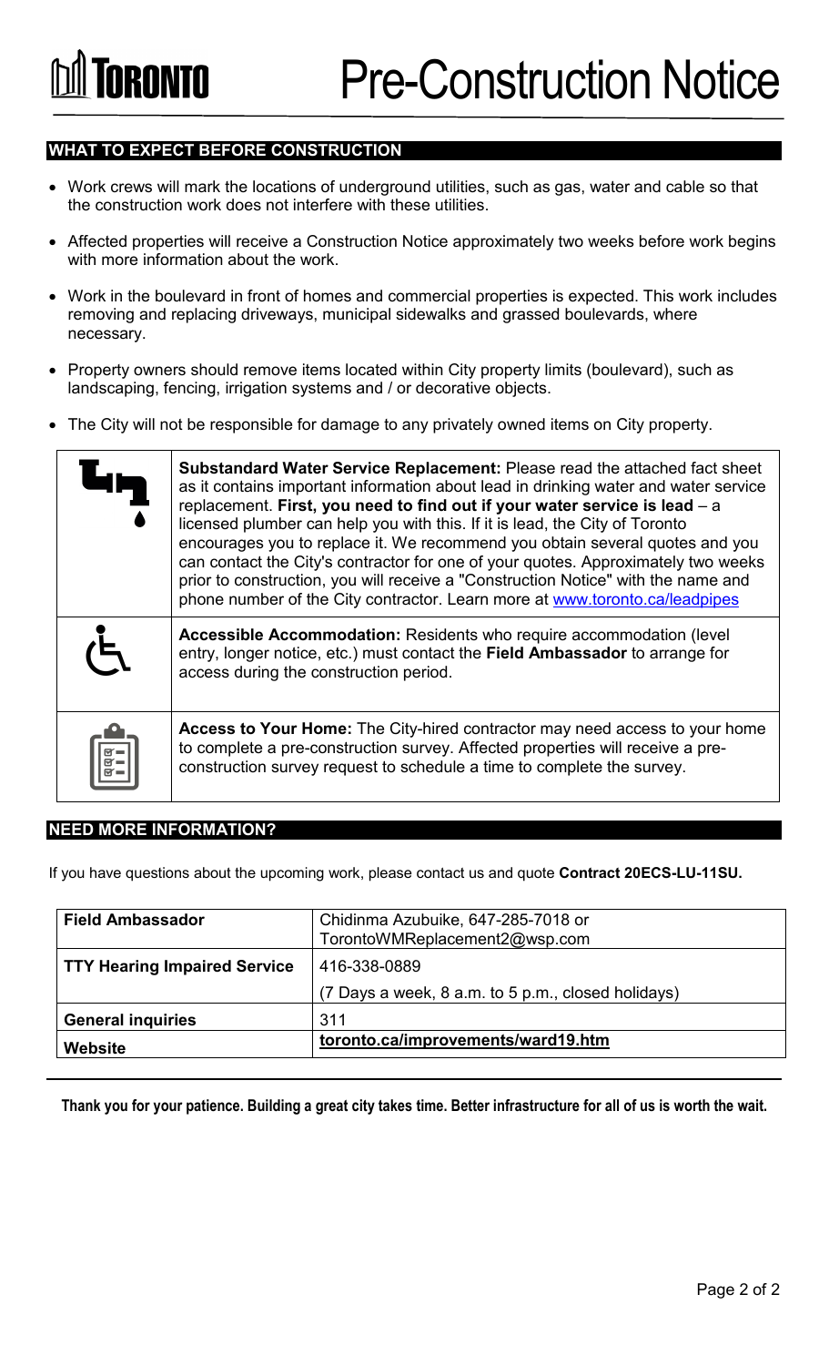# TORONTO Pre-Construction Notice

## WHAT TO EXPECT BEFORE CONSTRUCTION

- Work crews will mark the locations of underground utilities, such as gas, water and cable so that the construction work does not interfere with these utilities.
- Affected properties will receive a Construction Notice approximately two weeks before work begins with more information about the work.
- Work in the boulevard in front of homes and commercial properties is expected. This work includes removing and replacing driveways, municipal sidewalks and grassed boulevards, where necessary.
- Property owners should remove items located within City property limits (boulevard), such as landscaping, fencing, irrigation systems and / or decorative objects.
- The City will not be responsible for damage to any privately owned items on City property.

| | |
|---|---|
| | **Substandard Water Service Replacement:** Please read the attached fact sheet as it contains important information about lead in drinking water and water service replacement. **First, you need to find out if your water service is lead** – a licensed plumber can help you with this. If it is lead, the City of Toronto encourages you to replace it. We recommend you obtain several quotes and you can contact the City's contractor for one of your quotes. Approximately two weeks prior to construction, you will receive a "Construction Notice" with the name and phone number of the City contractor. Learn more at www.toronto.ca/leadpipes |
| | **Accessible Accommodation:** Residents who require accommodation (level entry, longer notice, etc.) must contact the **Field Ambassador** to arrange for access during the construction period. |
| | **Access to Your Home:** The City-hired contractor may need access to your home to complete a pre-construction survey. Affected properties will receive a pre-construction survey request to schedule a time to complete the survey. |

## NEED MORE INFORMATION?

If you have questions about the upcoming work, please contact us and quote **Contract 20ECS-LU-11SU.**

| | |
|---|---|
| **Field Ambassador** | Chidinma Azubuike, 647-285-7018 or TorontoWMReplacement2@wsp.com |
| **TTY Hearing Impaired Service** | 416-338-0889<br>(7 Days a week, 8 a.m. to 5 p.m., closed holidays) |
| **General inquiries** | 311 |
| **Website** | **toronto.ca/improvements/ward19.htm** |

**Thank you for your patience. Building a great city takes time. Better infrastructure for all of us is worth the wait.**